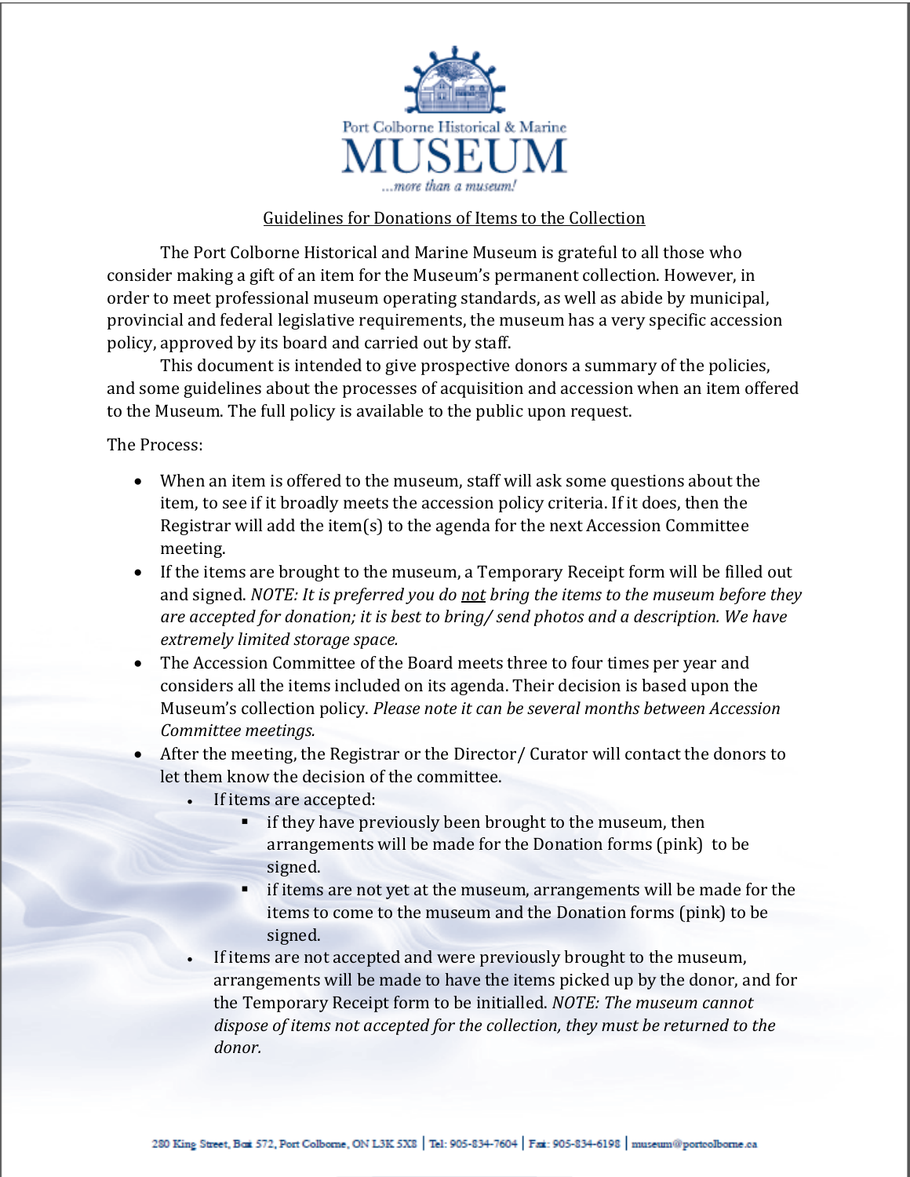Port Colborne Historical & Marine

# MUSEUM

*...more than a museum!*

## Guidelines for Donations of Items to the Collection

The Port Colborne Historical and Marine Museum is grateful to all those who consider making a gift of an item for the Museum's permanent collection. However, in order to meet professional museum operating standards, as well as abide by municipal, provincial and federal legislative requirements, the museum has a very specific accession policy, approved by its board and carried out by staff.

This document is intended to give prospective donors a summary of the policies, and some guidelines about the processes of acquisition and accession when an item offered to the Museum. The full policy is available to the public upon request.

The Process:

- When an item is offered to the museum, staff will ask some questions about the item, to see if it broadly meets the accession policy criteria. If it does, then the Registrar will add the item(s) to the agenda for the next Accession Committee meeting.
- If the items are brought to the museum, a Temporary Receipt form will be filled out and signed. *NOTE: It is preferred you do not bring the items to the museum before they are accepted for donation; it is best to bring/ send photos and a description. We have extremely limited storage space.*
- The Accession Committee of the Board meets three to four times per year and considers all the items included on its agenda. Their decision is based upon the Museum's collection policy. *Please note it can be several months between Accession Committee meetings.*
- After the meeting, the Registrar or the Director/ Curator will contact the donors to let them know the decision of the committee.
  - If items are accepted:
    - if they have previously been brought to the museum, then arrangements will be made for the Donation forms (pink) to be signed.
    - if items are not yet at the museum, arrangements will be made for the items to come to the museum and the Donation forms (pink) to be signed.
  - If items are not accepted and were previously brought to the museum, arrangements will be made to have the items picked up by the donor, and for the Temporary Receipt form to be initialled. *NOTE: The museum cannot dispose of items not accepted for the collection, they must be returned to the donor.*

280 King Street, Box 572, Port Colborne, ON L3K 5X8 | Tel: 905-834-7604 | Fax: 905-834-6198 | museum@portcolborne.ca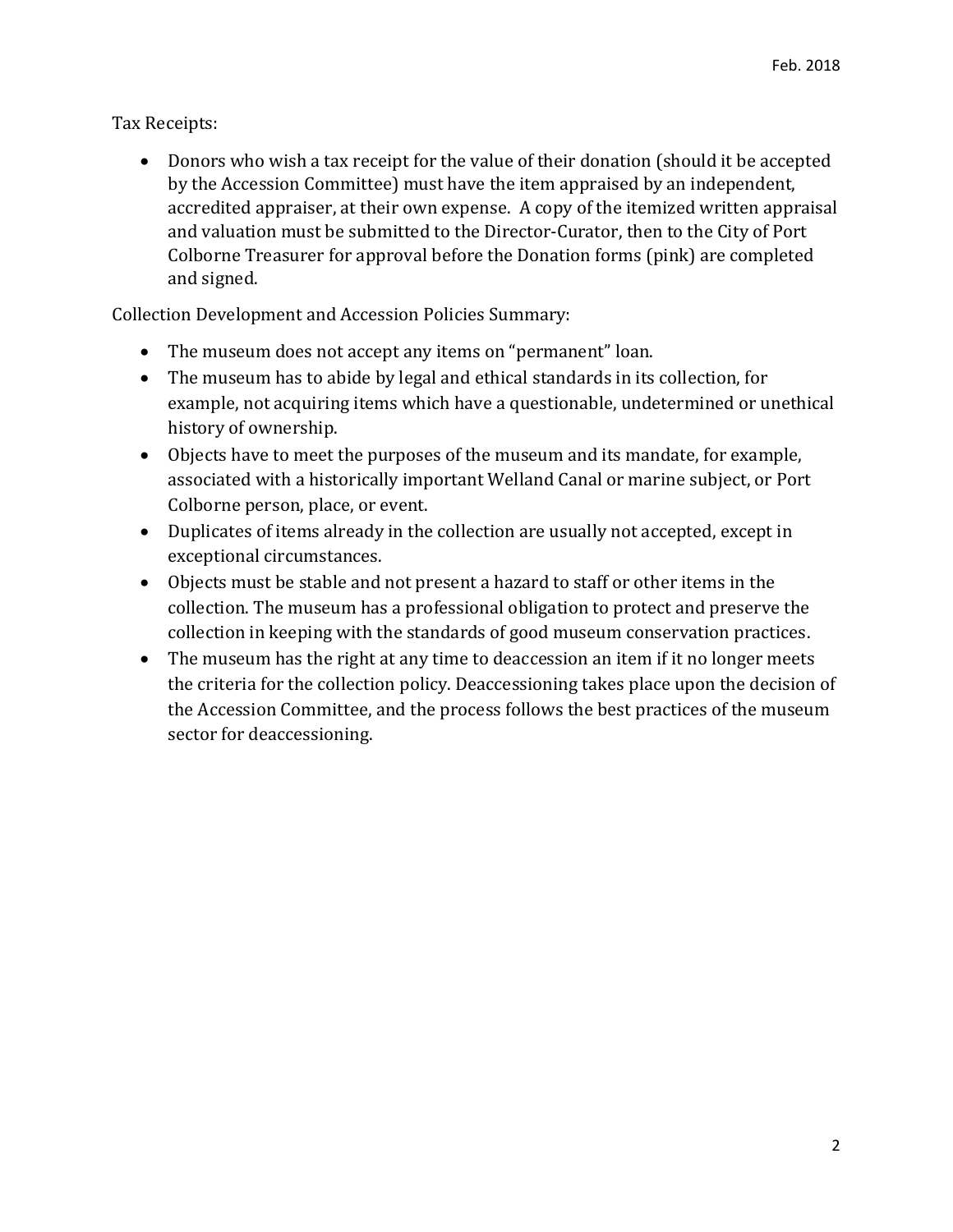Tax Receipts:

- Donors who wish a tax receipt for the value of their donation (should it be accepted by the Accession Committee) must have the item appraised by an independent, accredited appraiser, at their own expense. A copy of the itemized written appraisal and valuation must be submitted to the Director-Curator, then to the City of Port Colborne Treasurer for approval before the Donation forms (pink) are completed and signed.

Collection Development and Accession Policies Summary:

- The museum does not accept any items on "permanent" loan.
- The museum has to abide by legal and ethical standards in its collection, for example, not acquiring items which have a questionable, undetermined or unethical history of ownership.
- Objects have to meet the purposes of the museum and its mandate, for example, associated with a historically important Welland Canal or marine subject, or Port Colborne person, place, or event.
- Duplicates of items already in the collection are usually not accepted, except in exceptional circumstances.
- Objects must be stable and not present a hazard to staff or other items in the collection. The museum has a professional obligation to protect and preserve the collection in keeping with the standards of good museum conservation practices.
- The museum has the right at any time to deaccession an item if it no longer meets the criteria for the collection policy. Deaccessioning takes place upon the decision of the Accession Committee, and the process follows the best practices of the museum sector for deaccessioning.